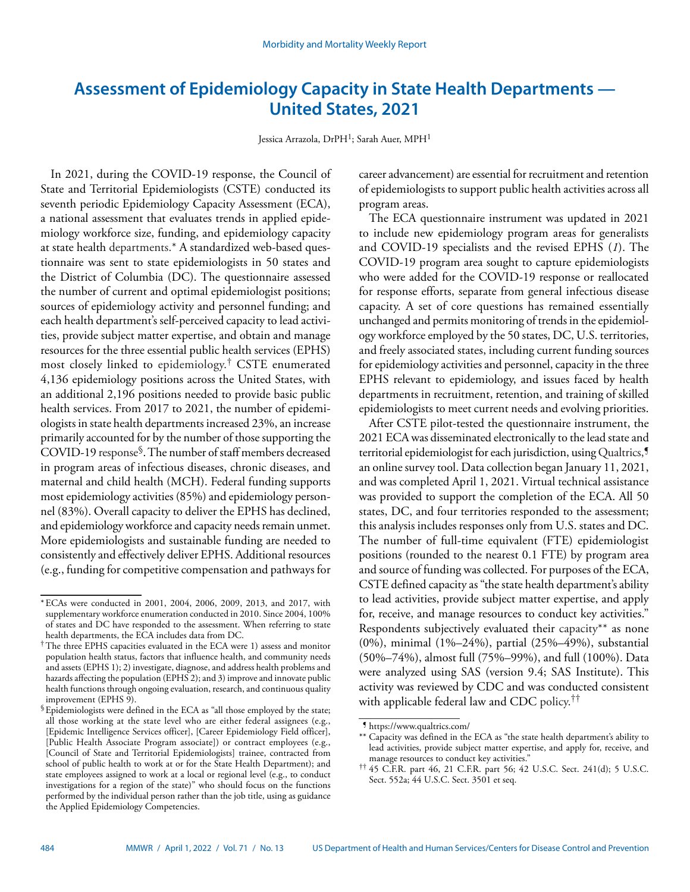# Assessment of Epidemiology Capacity in State Health Departments — United States, 2021

Jessica Arrazola, DrPH[1]; Sarah Auer, MPH[1]

In 2021, during the COVID-19 response, the Council of State and Territorial Epidemiologists (CSTE) conducted its seventh periodic Epidemiology Capacity Assessment (ECA), a national assessment that evaluates trends in applied epidemiology workforce size, funding, and epidemiology capacity at state health departments.* A standardized web-based questionnaire was sent to state epidemiologists in 50 states and the District of Columbia (DC). The questionnaire assessed the number of current and optimal epidemiologist positions; sources of epidemiology activity and personnel funding; and each health department's self-perceived capacity to lead activities, provide subject matter expertise, and obtain and manage resources for the three essential public health services (EPHS) most closely linked to epidemiology.† CSTE enumerated 4,136 epidemiology positions across the United States, with an additional 2,196 positions needed to provide basic public health services. From 2017 to 2021, the number of epidemiologists in state health departments increased 23%, an increase primarily accounted for by the number of those supporting the COVID-19 response§. The number of staff members decreased in program areas of infectious diseases, chronic diseases, and maternal and child health (MCH). Federal funding supports most epidemiology activities (85%) and epidemiology personnel (83%). Overall capacity to deliver the EPHS has declined, and epidemiology workforce and capacity needs remain unmet. More epidemiologists and sustainable funding are needed to consistently and effectively deliver EPHS. Additional resources (e.g., funding for competitive compensation and pathways for career advancement) are essential for recruitment and retention of epidemiologists to support public health activities across all program areas.

The ECA questionnaire instrument was updated in 2021 to include new epidemiology program areas for generalists and COVID-19 specialists and the revised EPHS (*1*). The COVID-19 program area sought to capture epidemiologists who were added for the COVID-19 response or reallocated for response efforts, separate from general infectious disease capacity. A set of core questions has remained essentially unchanged and permits monitoring of trends in the epidemiology workforce employed by the 50 states, DC, U.S. territories, and freely associated states, including current funding sources for epidemiology activities and personnel, capacity in the three EPHS relevant to epidemiology, and issues faced by health departments in recruitment, retention, and training of skilled epidemiologists to meet current needs and evolving priorities.

After CSTE pilot-tested the questionnaire instrument, the 2021 ECA was disseminated electronically to the lead state and territorial epidemiologist for each jurisdiction, using Qualtrics,¶ an online survey tool. Data collection began January 11, 2021, and was completed April 1, 2021. Virtual technical assistance was provided to support the completion of the ECA. All 50 states, DC, and four territories responded to the assessment; this analysis includes responses only from U.S. states and DC. The number of full-time equivalent (FTE) epidemiologist positions (rounded to the nearest 0.1 FTE) by program area and source of funding was collected. For purposes of the ECA, CSTE defined capacity as "the state health department's ability to lead activities, provide subject matter expertise, and apply for, receive, and manage resources to conduct key activities." Respondents subjectively evaluated their capacity** as none (0%), minimal (1%–24%), partial (25%–49%), substantial (50%–74%), almost full (75%–99%), and full (100%). Data were analyzed using SAS (version 9.4; SAS Institute). This activity was reviewed by CDC and was conducted consistent with applicable federal law and CDC policy.††

---

\* ECAs were conducted in 2001, 2004, 2006, 2009, 2013, and 2017, with supplementary workforce enumeration conducted in 2010. Since 2004, 100% of states and DC have responded to the assessment. When referring to state health departments, the ECA includes data from DC.

† The three EPHS capacities evaluated in the ECA were 1) assess and monitor population health status, factors that influence health, and community needs and assets (EPHS 1); 2) investigate, diagnose, and address health problems and hazards affecting the population (EPHS 2); and 3) improve and innovate public health functions through ongoing evaluation, research, and continuous quality improvement (EPHS 9).

§ Epidemiologists were defined in the ECA as "all those employed by the state; all those working at the state level who are either federal assignees (e.g., [Epidemic Intelligence Services officer], [Career Epidemiology Field officer], [Public Health Associate Program associate]) or contract employees (e.g., [Council of State and Territorial Epidemiologists] trainee, contracted from school of public health to work at or for the State Health Department); and state employees assigned to work at a local or regional level (e.g., to conduct investigations for a region of the state)" who should focus on the functions performed by the individual person rather than the job title, using as guidance the Applied Epidemiology Competencies.

¶ https://www.qualtrics.com/

** Capacity was defined in the ECA as "the state health department's ability to lead activities, provide subject matter expertise, and apply for, receive, and manage resources to conduct key activities."

†† 45 C.F.R. part 46, 21 C.F.R. part 56; 42 U.S.C. Sect. 241(d); 5 U.S.C. Sect. 552a; 44 U.S.C. Sect. 3501 et seq.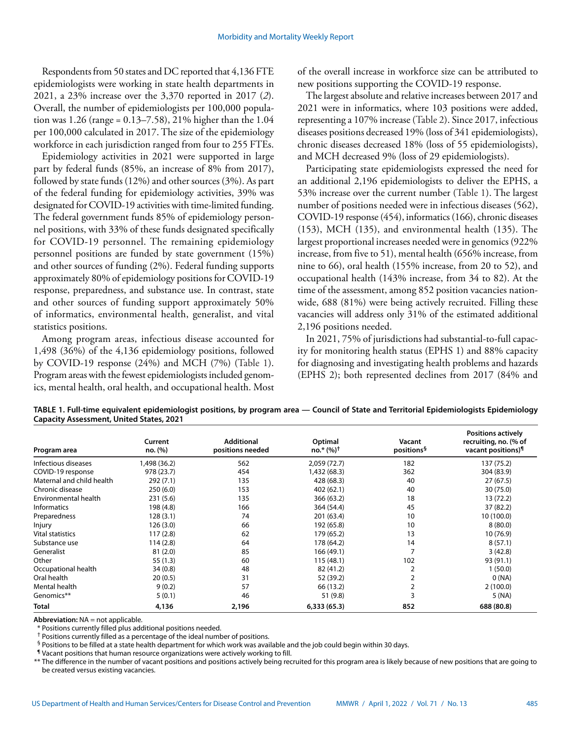Respondents from 50 states and DC reported that 4,136 FTE epidemiologists were working in state health departments in 2021, a 23% increase over the 3,370 reported in 2017 (*2*). Overall, the number of epidemiologists per 100,000 population was 1.26 (range = 0.13–7.58), 21% higher than the 1.04 per 100,000 calculated in 2017. The size of the epidemiology workforce in each jurisdiction ranged from four to 255 FTEs.

Epidemiology activities in 2021 were supported in large part by federal funds (85%, an increase of 8% from 2017), followed by state funds (12%) and other sources (3%). As part of the federal funding for epidemiology activities, 39% was designated for COVID-19 activities with time-limited funding. The federal government funds 85% of epidemiology personnel positions, with 33% of these funds designated specifically for COVID-19 personnel. The remaining epidemiology personnel positions are funded by state government (15%) and other sources of funding (2%). Federal funding supports approximately 80% of epidemiology positions for COVID-19 response, preparedness, and substance use. In contrast, state and other sources of funding support approximately 50% of informatics, environmental health, generalist, and vital statistics positions.

Among program areas, infectious disease accounted for 1,498 (36%) of the 4,136 epidemiology positions, followed by COVID-19 response (24%) and MCH (7%) (Table 1). Program areas with the fewest epidemiologists included genomics, mental health, oral health, and occupational health. Most of the overall increase in workforce size can be attributed to new positions supporting the COVID-19 response.

The largest absolute and relative increases between 2017 and 2021 were in informatics, where 103 positions were added, representing a 107% increase (Table 2). Since 2017, infectious diseases positions decreased 19% (loss of 341 epidemiologists), chronic diseases decreased 18% (loss of 55 epidemiologists), and MCH decreased 9% (loss of 29 epidemiologists).

Participating state epidemiologists expressed the need for an additional 2,196 epidemiologists to deliver the EPHS, a 53% increase over the current number (Table 1). The largest number of positions needed were in infectious diseases (562), COVID-19 response (454), informatics (166), chronic diseases (153), MCH (135), and environmental health (135). The largest proportional increases needed were in genomics (922% increase, from five to 51), mental health (656% increase, from nine to 66), oral health (155% increase, from 20 to 52), and occupational health (143% increase, from 34 to 82). At the time of the assessment, among 852 position vacancies nationwide, 688 (81%) were being actively recruited. Filling these vacancies will address only 31% of the estimated additional 2,196 positions needed.

In 2021, 75% of jurisdictions had substantial-to-full capacity for monitoring health status (EPHS 1) and 88% capacity for diagnosing and investigating health problems and hazards (EPHS 2); both represented declines from 2017 (84% and

**TABLE 1. Full-time equivalent epidemiologist positions, by program area — Council of State and Territorial Epidemiologists Epidemiology Capacity Assessment, United States, 2021**

| Program area | Current no. (%) | Additional positions needed | Optimal no.* (%)† | Vacant positions§ | Positions actively recruiting, no. (% of vacant positions)¶ |
|---|---|---|---|---|---|
| Infectious diseases | 1,498 (36.2) | 562 | 2,059 (72.7) | 182 | 137 (75.2) |
| COVID-19 response | 978 (23.7) | 454 | 1,432 (68.3) | 362 | 304 (83.9) |
| Maternal and child health | 292 (7.1) | 135 | 428 (68.3) | 40 | 27 (67.5) |
| Chronic disease | 250 (6.0) | 153 | 402 (62.1) | 40 | 30 (75.0) |
| Environmental health | 231 (5.6) | 135 | 366 (63.2) | 18 | 13 (72.2) |
| Informatics | 198 (4.8) | 166 | 364 (54.4) | 45 | 37 (82.2) |
| Preparedness | 128 (3.1) | 74 | 201 (63.4) | 10 | 10 (100.0) |
| Injury | 126 (3.0) | 66 | 192 (65.8) | 10 | 8 (80.0) |
| Vital statistics | 117 (2.8) | 62 | 179 (65.2) | 13 | 10 (76.9) |
| Substance use | 114 (2.8) | 64 | 178 (64.2) | 14 | 8 (57.1) |
| Generalist | 81 (2.0) | 85 | 166 (49.1) | 7 | 3 (42.8) |
| Other | 55 (1.3) | 60 | 115 (48.1) | 102 | 93 (91.1) |
| Occupational health | 34 (0.8) | 48 | 82 (41.2) | 2 | 1 (50.0) |
| Oral health | 20 (0.5) | 31 | 52 (39.2) | 2 | 0 (NA) |
| Mental health | 9 (0.2) | 57 | 66 (13.2) | 2 | 2 (100.0) |
| Genomics** | 5 (0.1) | 46 | 51 (9.8) | 3 | 5 (NA) |
| **Total** | **4,136** | **2,196** | **6,333 (65.3)** | **852** | **688 (80.8)** |

**Abbreviation:** NA = not applicable.

\* Positions currently filled plus additional positions needed.

† Positions currently filled as a percentage of the ideal number of positions.

§ Positions to be filled at a state health department for which work was available and the job could begin within 30 days.

¶ Vacant positions that human resource organizations were actively working to fill.

** The difference in the number of vacant positions and positions actively being recruited for this program area is likely because of new positions that are going to be created versus existing vacancies.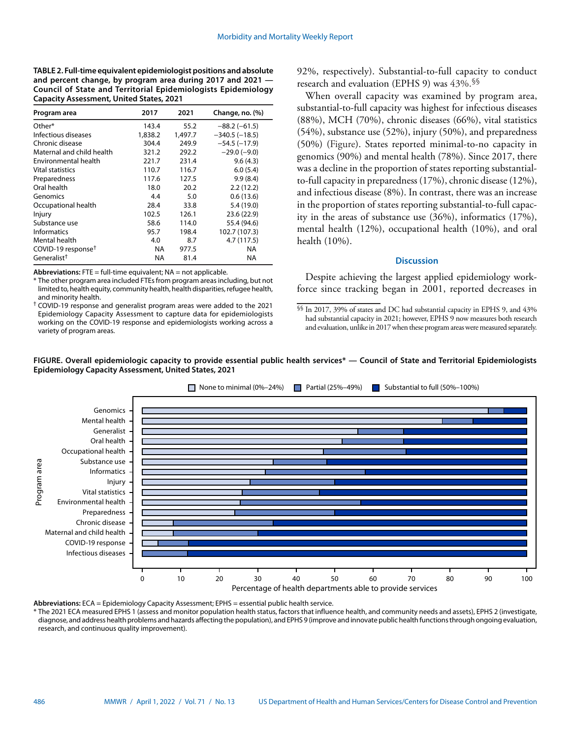**TABLE 2. Full-time equivalent epidemiologist positions and absolute and percent change, by program area during 2017 and 2021 — Council of State and Territorial Epidemiologists Epidemiology Capacity Assessment, United States, 2021**

| Program area | 2017 | 2021 | Change, no. (%) |
|---|---|---|---|
| Other* | 143.4 | 55.2 | −88.2 (−61.5) |
| Infectious diseases | 1,838.2 | 1,497.7 | −340.5 (−18.5) |
| Chronic disease | 304.4 | 249.9 | −54.5 (−17.9) |
| Maternal and child health | 321.2 | 292.2 | −29.0 (−9.0) |
| Environmental health | 221.7 | 231.4 | 9.6 (4.3) |
| Vital statistics | 110.7 | 116.7 | 6.0 (5.4) |
| Preparedness | 117.6 | 127.5 | 9.9 (8.4) |
| Oral health | 18.0 | 20.2 | 2.2 (12.2) |
| Genomics | 4.4 | 5.0 | 0.6 (13.6) |
| Occupational health | 28.4 | 33.8 | 5.4 (19.0) |
| Injury | 102.5 | 126.1 | 23.6 (22.9) |
| Substance use | 58.6 | 114.0 | 55.4 (94.6) |
| Informatics | 95.7 | 198.4 | 102.7 (107.3) |
| Mental health | 4.0 | 8.7 | 4.7 (117.5) |
| COVID-19 response† | NA | 977.5 | NA |
| Generalist† | NA | 81.4 | NA |

**Abbreviations:** FTE = full-time equivalent; NA = not applicable.

\* The other program area included FTEs from program areas including, but not limited to, health equity, community health, health disparities, refugee health, and minority health.

† COVID-19 response and generalist program areas were added to the 2021 Epidemiology Capacity Assessment to capture data for epidemiologists working on the COVID-19 response and epidemiologists working across a variety of program areas.

92%, respectively). Substantial-to-full capacity to conduct research and evaluation (EPHS 9) was 43%.§§

When overall capacity was examined by program area, substantial-to-full capacity was highest for infectious diseases (88%), MCH (70%), chronic diseases (66%), vital statistics (54%), substance use (52%), injury (50%), and preparedness (50%) (Figure). States reported minimal-to-no capacity in genomics (90%) and mental health (78%). Since 2017, there was a decline in the proportion of states reporting substantial-to-full capacity in preparedness (17%), chronic disease (12%), and infectious disease (8%). In contrast, there was an increase in the proportion of states reporting substantial-to-full capacity in the areas of substance use (36%), informatics (17%), mental health (12%), occupational health (10%), and oral health (10%).

## Discussion

Despite achieving the largest applied epidemiology workforce since tracking began in 2001, reported decreases in

§§ In 2017, 39% of states and DC had substantial capacity in EPHS 9, and 43% had substantial capacity in 2021; however, EPHS 9 now measures both research and evaluation, unlike in 2017 when these program areas were measured separately.

**FIGURE. Overall epidemiologic capacity to provide essential public health services* — Council of State and Territorial Epidemiologists Epidemiology Capacity Assessment, United States, 2021**

**Abbreviations:** ECA = Epidemiology Capacity Assessment; EPHS = essential public health service.

\* The 2021 ECA measured EPHS 1 (assess and monitor population health status, factors that influence health, and community needs and assets), EPHS 2 (investigate, diagnose, and address health problems and hazards affecting the population), and EPHS 9 (improve and innovate public health functions through ongoing evaluation, research, and continuous quality improvement).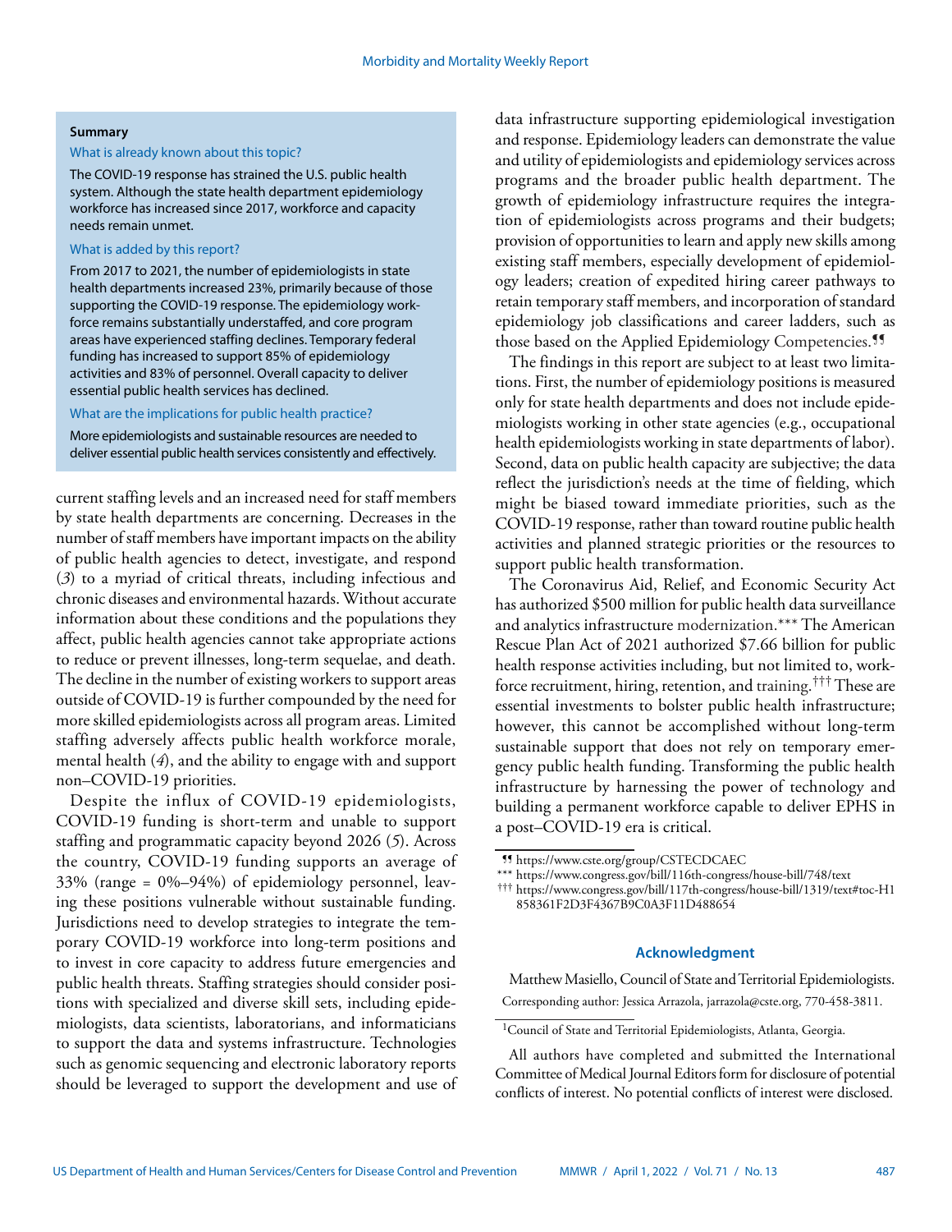**Summary**

What is already known about this topic?

The COVID-19 response has strained the U.S. public health system. Although the state health department epidemiology workforce has increased since 2017, workforce and capacity needs remain unmet.

What is added by this report?

From 2017 to 2021, the number of epidemiologists in state health departments increased 23%, primarily because of those supporting the COVID-19 response. The epidemiology workforce remains substantially understaffed, and core program areas have experienced staffing declines. Temporary federal funding has increased to support 85% of epidemiology activities and 83% of personnel. Overall capacity to deliver essential public health services has declined.

What are the implications for public health practice?

More epidemiologists and sustainable resources are needed to deliver essential public health services consistently and effectively.

current staffing levels and an increased need for staff members by state health departments are concerning. Decreases in the number of staff members have important impacts on the ability of public health agencies to detect, investigate, and respond (*3*) to a myriad of critical threats, including infectious and chronic diseases and environmental hazards. Without accurate information about these conditions and the populations they affect, public health agencies cannot take appropriate actions to reduce or prevent illnesses, long-term sequelae, and death. The decline in the number of existing workers to support areas outside of COVID-19 is further compounded by the need for more skilled epidemiologists across all program areas. Limited staffing adversely affects public health workforce morale, mental health (*4*), and the ability to engage with and support non–COVID-19 priorities.

Despite the influx of COVID-19 epidemiologists, COVID-19 funding is short-term and unable to support staffing and programmatic capacity beyond 2026 (*5*). Across the country, COVID-19 funding supports an average of 33% (range = 0%–94%) of epidemiology personnel, leaving these positions vulnerable without sustainable funding. Jurisdictions need to develop strategies to integrate the temporary COVID-19 workforce into long-term positions and to invest in core capacity to address future emergencies and public health threats. Staffing strategies should consider positions with specialized and diverse skill sets, including epidemiologists, data scientists, laboratorians, and informaticians to support the data and systems infrastructure. Technologies such as genomic sequencing and electronic laboratory reports should be leveraged to support the development and use of data infrastructure supporting epidemiological investigation and response. Epidemiology leaders can demonstrate the value and utility of epidemiologists and epidemiology services across programs and the broader public health department. The growth of epidemiology infrastructure requires the integration of epidemiologists across programs and their budgets; provision of opportunities to learn and apply new skills among existing staff members, especially development of epidemiology leaders; creation of expedited hiring career pathways to retain temporary staff members, and incorporation of standard epidemiology job classifications and career ladders, such as those based on the Applied Epidemiology Competencies.[¶¶]

The findings in this report are subject to at least two limitations. First, the number of epidemiology positions is measured only for state health departments and does not include epidemiologists working in other state agencies (e.g., occupational health epidemiologists working in state departments of labor). Second, data on public health capacity are subjective; the data reflect the jurisdiction's needs at the time of fielding, which might be biased toward immediate priorities, such as the COVID-19 response, rather than toward routine public health activities and planned strategic priorities or the resources to support public health transformation.

The Coronavirus Aid, Relief, and Economic Security Act has authorized $500 million for public health data surveillance and analytics infrastructure modernization.[***] The American Rescue Plan Act of 2021 authorized $7.66 billion for public health response activities including, but not limited to, workforce recruitment, hiring, retention, and training.[†††] These are essential investments to bolster public health infrastructure; however, this cannot be accomplished without long-term sustainable support that does not rely on temporary emergency public health funding. Transforming the public health infrastructure by harnessing the power of technology and building a permanent workforce capable to deliver EPHS in a post–COVID-19 era is critical.

[¶¶] https://www.cste.org/group/CSTECDCAEC

[***] https://www.congress.gov/bill/116th-congress/house-bill/748/text

[†††] https://www.congress.gov/bill/117th-congress/house-bill/1319/text#toc-H1858361F2D3F4367B9C0A3F11D488654

## Acknowledgment

Matthew Masiello, Council of State and Territorial Epidemiologists.

Corresponding author: Jessica Arrazola, jarrazola@cste.org, 770-458-3811.

[1]Council of State and Territorial Epidemiologists, Atlanta, Georgia.

All authors have completed and submitted the International Committee of Medical Journal Editors form for disclosure of potential conflicts of interest. No potential conflicts of interest were disclosed.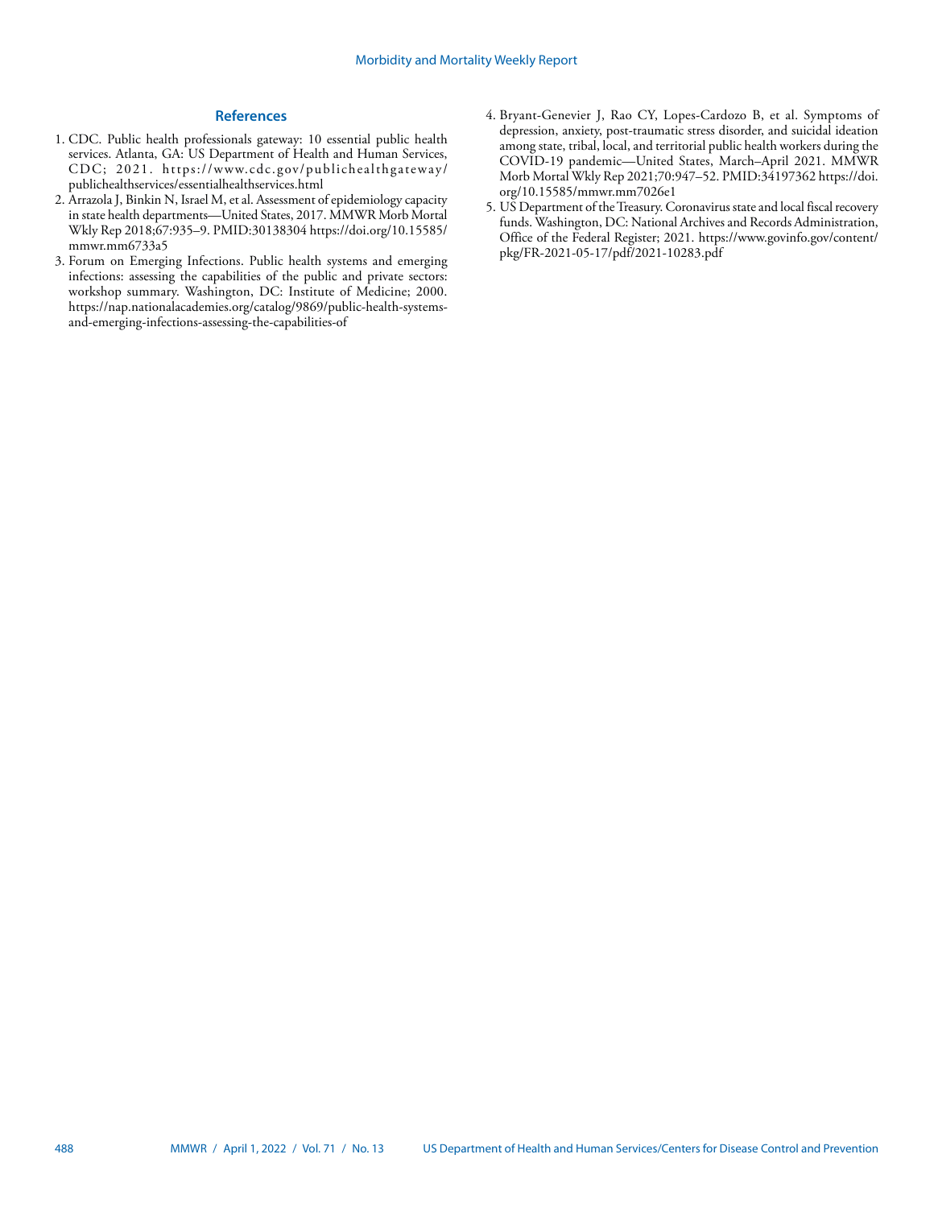## References

1. CDC. Public health professionals gateway: 10 essential public health services. Atlanta, GA: US Department of Health and Human Services, CDC; 2021. https://www.cdc.gov/publichealthgateway/publichealthservices/essentialhealthservices.html
2. Arrazola J, Binkin N, Israel M, et al. Assessment of epidemiology capacity in state health departments—United States, 2017. MMWR Morb Mortal Wkly Rep 2018;67:935–9. PMID:30138304 https://doi.org/10.15585/mmwr.mm6733a5
3. Forum on Emerging Infections. Public health systems and emerging infections: assessing the capabilities of the public and private sectors: workshop summary. Washington, DC: Institute of Medicine; 2000. https://nap.nationalacademies.org/catalog/9869/public-health-systems-and-emerging-infections-assessing-the-capabilities-of
4. Bryant-Genevier J, Rao CY, Lopes-Cardozo B, et al. Symptoms of depression, anxiety, post-traumatic stress disorder, and suicidal ideation among state, tribal, local, and territorial public health workers during the COVID-19 pandemic—United States, March–April 2021. MMWR Morb Mortal Wkly Rep 2021;70:947–52. PMID:34197362 https://doi.org/10.15585/mmwr.mm7026e1
5. US Department of the Treasury. Coronavirus state and local fiscal recovery funds. Washington, DC: National Archives and Records Administration, Office of the Federal Register; 2021. https://www.govinfo.gov/content/pkg/FR-2021-05-17/pdf/2021-10283.pdf